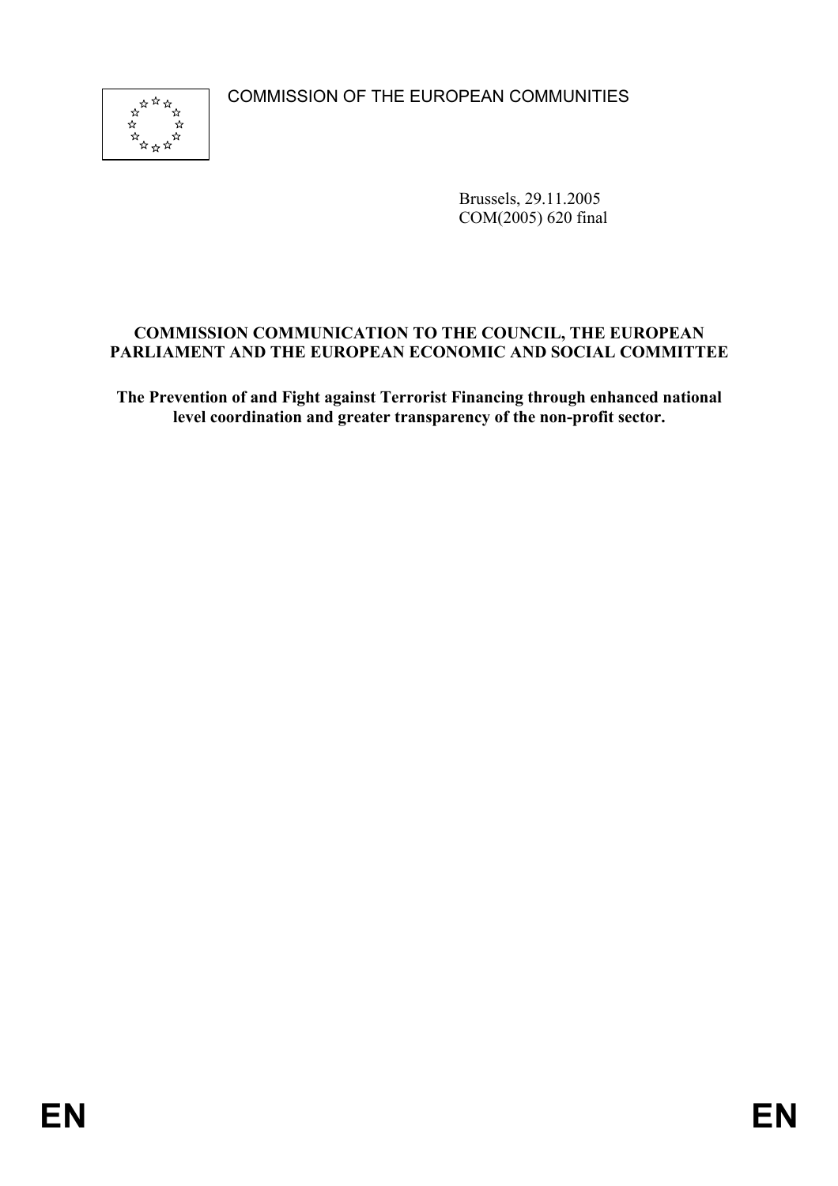COMMISSION OF THE EUROPEAN COMMUNITIES

Brussels, 29.11.2005
COM(2005) 620 final

**COMMISSION COMMUNICATION TO THE COUNCIL, THE EUROPEAN PARLIAMENT AND THE EUROPEAN ECONOMIC AND SOCIAL COMMITTEE**

**The Prevention of and Fight against Terrorist Financing through enhanced national level coordination and greater transparency of the non-profit sector.**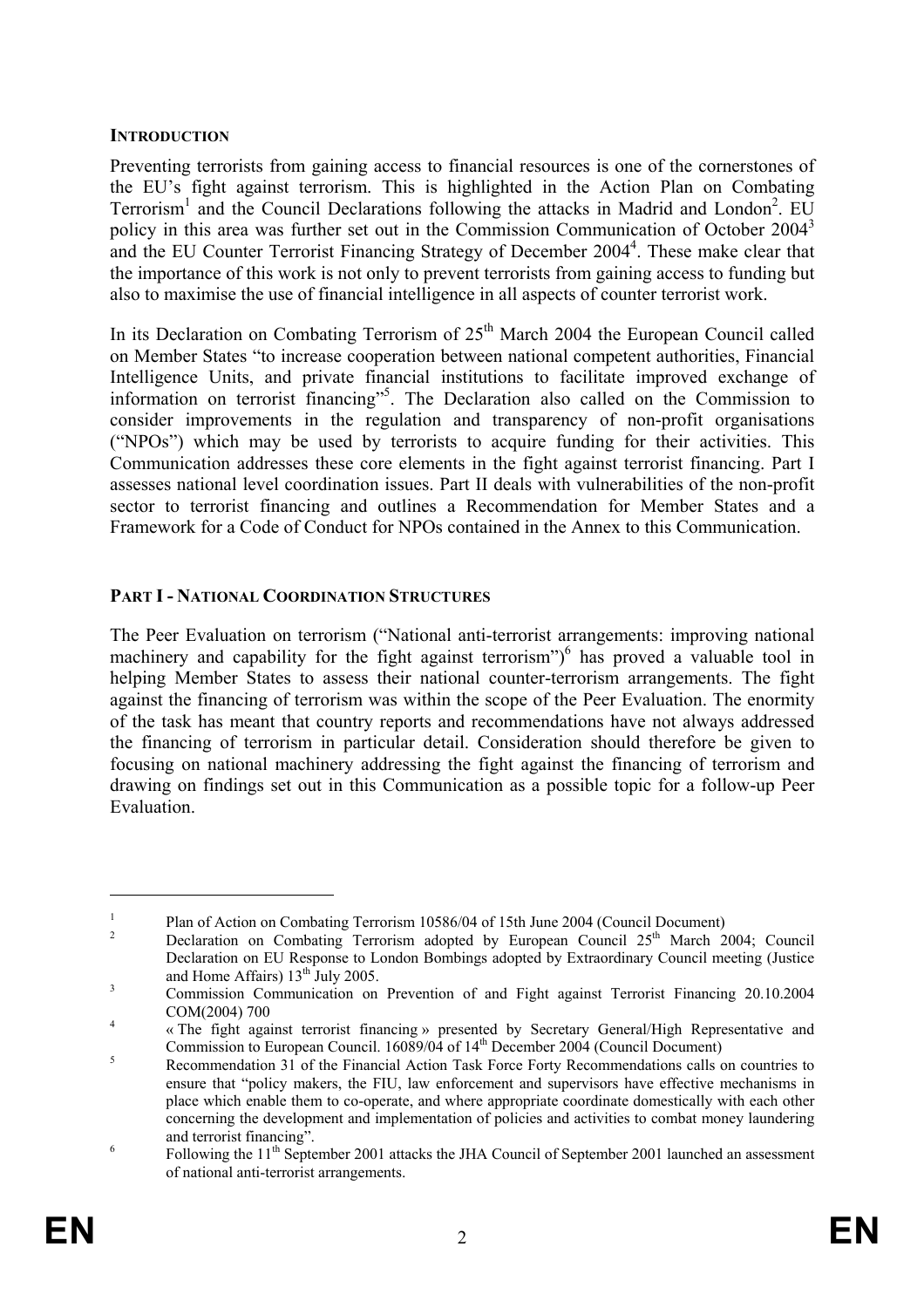## INTRODUCTION

Preventing terrorists from gaining access to financial resources is one of the cornerstones of the EU's fight against terrorism. This is highlighted in the Action Plan on Combating Terrorism[1] and the Council Declarations following the attacks in Madrid and London[2]. EU policy in this area was further set out in the Commission Communication of October 2004[3] and the EU Counter Terrorist Financing Strategy of December 2004[4]. These make clear that the importance of this work is not only to prevent terrorists from gaining access to funding but also to maximise the use of financial intelligence in all aspects of counter terrorist work.

In its Declaration on Combating Terrorism of 25th March 2004 the European Council called on Member States "to increase cooperation between national competent authorities, Financial Intelligence Units, and private financial institutions to facilitate improved exchange of information on terrorist financing"[5]. The Declaration also called on the Commission to consider improvements in the regulation and transparency of non-profit organisations ("NPOs") which may be used by terrorists to acquire funding for their activities. This Communication addresses these core elements in the fight against terrorist financing. Part I assesses national level coordination issues. Part II deals with vulnerabilities of the non-profit sector to terrorist financing and outlines a Recommendation for Member States and a Framework for a Code of Conduct for NPOs contained in the Annex to this Communication.

## PART I - NATIONAL COORDINATION STRUCTURES

The Peer Evaluation on terrorism ("National anti-terrorist arrangements: improving national machinery and capability for the fight against terrorism")[6] has proved a valuable tool in helping Member States to assess their national counter-terrorism arrangements. The fight against the financing of terrorism was within the scope of the Peer Evaluation. The enormity of the task has meant that country reports and recommendations have not always addressed the financing of terrorism in particular detail. Consideration should therefore be given to focusing on national machinery addressing the fight against the financing of terrorism and drawing on findings set out in this Communication as a possible topic for a follow-up Peer Evaluation.

---

[1] Plan of Action on Combating Terrorism 10586/04 of 15th June 2004 (Council Document)

[2] Declaration on Combating Terrorism adopted by European Council 25th March 2004; Council Declaration on EU Response to London Bombings adopted by Extraordinary Council meeting (Justice and Home Affairs) 13th July 2005.

[3] Commission Communication on Prevention of and Fight against Terrorist Financing 20.10.2004 COM(2004) 700

[4] « The fight against terrorist financing » presented by Secretary General/High Representative and Commission to European Council. 16089/04 of 14th December 2004 (Council Document)

[5] Recommendation 31 of the Financial Action Task Force Forty Recommendations calls on countries to ensure that "policy makers, the FIU, law enforcement and supervisors have effective mechanisms in place which enable them to co-operate, and where appropriate coordinate domestically with each other concerning the development and implementation of policies and activities to combat money laundering and terrorist financing".

[6] Following the 11th September 2001 attacks the JHA Council of September 2001 launched an assessment of national anti-terrorist arrangements.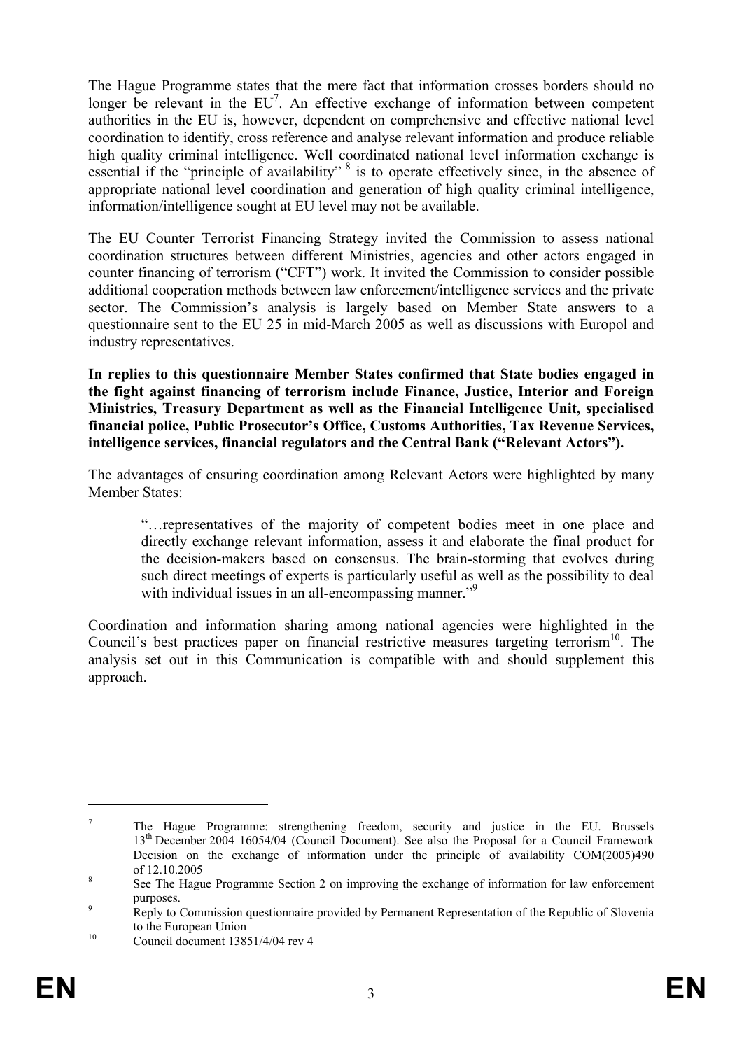The Hague Programme states that the mere fact that information crosses borders should no longer be relevant in the EU[7]. An effective exchange of information between competent authorities in the EU is, however, dependent on comprehensive and effective national level coordination to identify, cross reference and analyse relevant information and produce reliable high quality criminal intelligence. Well coordinated national level information exchange is essential if the "principle of availability" [8] is to operate effectively since, in the absence of appropriate national level coordination and generation of high quality criminal intelligence, information/intelligence sought at EU level may not be available.

The EU Counter Terrorist Financing Strategy invited the Commission to assess national coordination structures between different Ministries, agencies and other actors engaged in counter financing of terrorism ("CFT") work. It invited the Commission to consider possible additional cooperation methods between law enforcement/intelligence services and the private sector. The Commission's analysis is largely based on Member State answers to a questionnaire sent to the EU 25 in mid-March 2005 as well as discussions with Europol and industry representatives.

**In replies to this questionnaire Member States confirmed that State bodies engaged in the fight against financing of terrorism include Finance, Justice, Interior and Foreign Ministries, Treasury Department as well as the Financial Intelligence Unit, specialised financial police, Public Prosecutor's Office, Customs Authorities, Tax Revenue Services, intelligence services, financial regulators and the Central Bank ("Relevant Actors").**

The advantages of ensuring coordination among Relevant Actors were highlighted by many Member States:

> "…representatives of the majority of competent bodies meet in one place and directly exchange relevant information, assess it and elaborate the final product for the decision-makers based on consensus. The brain-storming that evolves during such direct meetings of experts is particularly useful as well as the possibility to deal with individual issues in an all-encompassing manner."[9]

Coordination and information sharing among national agencies were highlighted in the Council's best practices paper on financial restrictive measures targeting terrorism[10]. The analysis set out in this Communication is compatible with and should supplement this approach.

---

[7] The Hague Programme: strengthening freedom, security and justice in the EU. Brussels 13th December 2004 16054/04 (Council Document). See also the Proposal for a Council Framework Decision on the exchange of information under the principle of availability COM(2005)490 of 12.10.2005

[8] See The Hague Programme Section 2 on improving the exchange of information for law enforcement purposes.

[9] Reply to Commission questionnaire provided by Permanent Representation of the Republic of Slovenia to the European Union

[10] Council document 13851/4/04 rev 4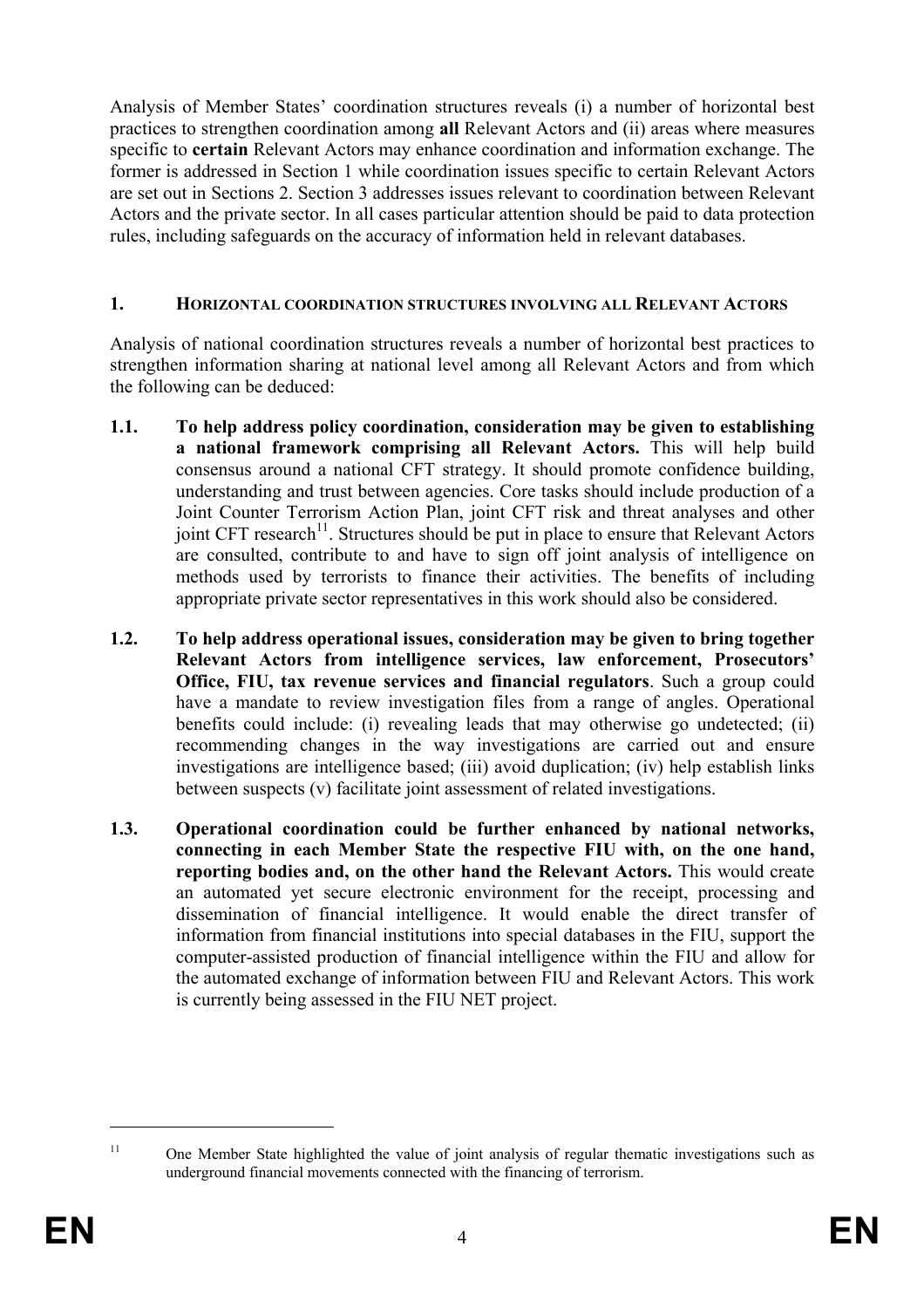Analysis of Member States' coordination structures reveals (i) a number of horizontal best practices to strengthen coordination among **all** Relevant Actors and (ii) areas where measures specific to **certain** Relevant Actors may enhance coordination and information exchange. The former is addressed in Section 1 while coordination issues specific to certain Relevant Actors are set out in Sections 2. Section 3 addresses issues relevant to coordination between Relevant Actors and the private sector. In all cases particular attention should be paid to data protection rules, including safeguards on the accuracy of information held in relevant databases.

## 1. HORIZONTAL COORDINATION STRUCTURES INVOLVING ALL RELEVANT ACTORS

Analysis of national coordination structures reveals a number of horizontal best practices to strengthen information sharing at national level among all Relevant Actors and from which the following can be deduced:

**1.1. To help address policy coordination, consideration may be given to establishing a national framework comprising all Relevant Actors.** This will help build consensus around a national CFT strategy. It should promote confidence building, understanding and trust between agencies. Core tasks should include production of a Joint Counter Terrorism Action Plan, joint CFT risk and threat analyses and other joint CFT research[11]. Structures should be put in place to ensure that Relevant Actors are consulted, contribute to and have to sign off joint analysis of intelligence on methods used by terrorists to finance their activities. The benefits of including appropriate private sector representatives in this work should also be considered.

**1.2. To help address operational issues, consideration may be given to bring together Relevant Actors from intelligence services, law enforcement, Prosecutors' Office, FIU, tax revenue services and financial regulators**. Such a group could have a mandate to review investigation files from a range of angles. Operational benefits could include: (i) revealing leads that may otherwise go undetected; (ii) recommending changes in the way investigations are carried out and ensure investigations are intelligence based; (iii) avoid duplication; (iv) help establish links between suspects (v) facilitate joint assessment of related investigations.

**1.3. Operational coordination could be further enhanced by national networks, connecting in each Member State the respective FIU with, on the one hand, reporting bodies and, on the other hand the Relevant Actors.** This would create an automated yet secure electronic environment for the receipt, processing and dissemination of financial intelligence. It would enable the direct transfer of information from financial institutions into special databases in the FIU, support the computer-assisted production of financial intelligence within the FIU and allow for the automated exchange of information between FIU and Relevant Actors. This work is currently being assessed in the FIU NET project.

---

[11] One Member State highlighted the value of joint analysis of regular thematic investigations such as underground financial movements connected with the financing of terrorism.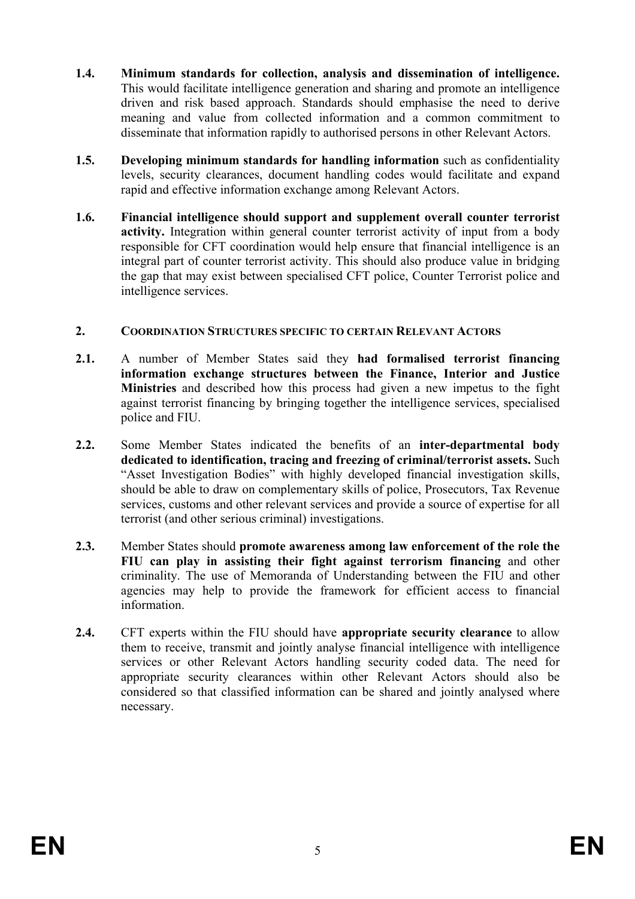**1.4.** **Minimum standards for collection, analysis and dissemination of intelligence.** This would facilitate intelligence generation and sharing and promote an intelligence driven and risk based approach. Standards should emphasise the need to derive meaning and value from collected information and a common commitment to disseminate that information rapidly to authorised persons in other Relevant Actors.

**1.5.** **Developing minimum standards for handling information** such as confidentiality levels, security clearances, document handling codes would facilitate and expand rapid and effective information exchange among Relevant Actors.

**1.6.** **Financial intelligence should support and supplement overall counter terrorist activity.** Integration within general counter terrorist activity of input from a body responsible for CFT coordination would help ensure that financial intelligence is an integral part of counter terrorist activity. This should also produce value in bridging the gap that may exist between specialised CFT police, Counter Terrorist police and intelligence services.

## 2. COORDINATION STRUCTURES SPECIFIC TO CERTAIN RELEVANT ACTORS

**2.1.** A number of Member States said they **had formalised terrorist financing information exchange structures between the Finance, Interior and Justice Ministries** and described how this process had given a new impetus to the fight against terrorist financing by bringing together the intelligence services, specialised police and FIU.

**2.2.** Some Member States indicated the benefits of an **inter-departmental body dedicated to identification, tracing and freezing of criminal/terrorist assets.** Such "Asset Investigation Bodies" with highly developed financial investigation skills, should be able to draw on complementary skills of police, Prosecutors, Tax Revenue services, customs and other relevant services and provide a source of expertise for all terrorist (and other serious criminal) investigations.

**2.3.** Member States should **promote awareness among law enforcement of the role the FIU can play in assisting their fight against terrorism financing** and other criminality. The use of Memoranda of Understanding between the FIU and other agencies may help to provide the framework for efficient access to financial information.

**2.4.** CFT experts within the FIU should have **appropriate security clearance** to allow them to receive, transmit and jointly analyse financial intelligence with intelligence services or other Relevant Actors handling security coded data. The need for appropriate security clearances within other Relevant Actors should also be considered so that classified information can be shared and jointly analysed where necessary.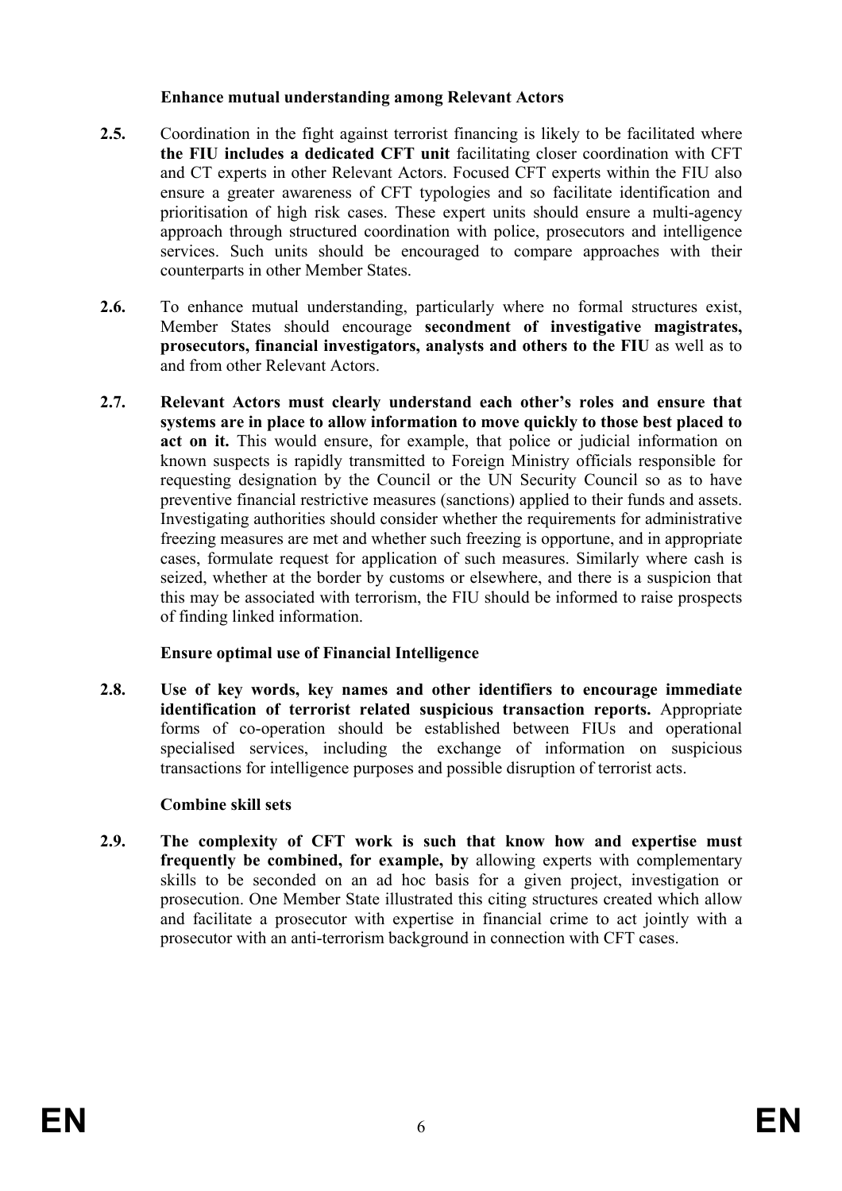**Enhance mutual understanding among Relevant Actors**

**2.5.** Coordination in the fight against terrorist financing is likely to be facilitated where **the FIU includes a dedicated CFT unit** facilitating closer coordination with CFT and CT experts in other Relevant Actors. Focused CFT experts within the FIU also ensure a greater awareness of CFT typologies and so facilitate identification and prioritisation of high risk cases. These expert units should ensure a multi-agency approach through structured coordination with police, prosecutors and intelligence services. Such units should be encouraged to compare approaches with their counterparts in other Member States.

**2.6.** To enhance mutual understanding, particularly where no formal structures exist, Member States should encourage **secondment of investigative magistrates, prosecutors, financial investigators, analysts and others to the FIU** as well as to and from other Relevant Actors.

**2.7.** **Relevant Actors must clearly understand each other's roles and ensure that systems are in place to allow information to move quickly to those best placed to act on it.** This would ensure, for example, that police or judicial information on known suspects is rapidly transmitted to Foreign Ministry officials responsible for requesting designation by the Council or the UN Security Council so as to have preventive financial restrictive measures (sanctions) applied to their funds and assets. Investigating authorities should consider whether the requirements for administrative freezing measures are met and whether such freezing is opportune, and in appropriate cases, formulate request for application of such measures. Similarly where cash is seized, whether at the border by customs or elsewhere, and there is a suspicion that this may be associated with terrorism, the FIU should be informed to raise prospects of finding linked information.

**Ensure optimal use of Financial Intelligence**

**2.8.** **Use of key words, key names and other identifiers to encourage immediate identification of terrorist related suspicious transaction reports.** Appropriate forms of co-operation should be established between FIUs and operational specialised services, including the exchange of information on suspicious transactions for intelligence purposes and possible disruption of terrorist acts.

**Combine skill sets**

**2.9.** **The complexity of CFT work is such that know how and expertise must frequently be combined, for example, by** allowing experts with complementary skills to be seconded on an ad hoc basis for a given project, investigation or prosecution. One Member State illustrated this citing structures created which allow and facilitate a prosecutor with expertise in financial crime to act jointly with a prosecutor with an anti-terrorism background in connection with CFT cases.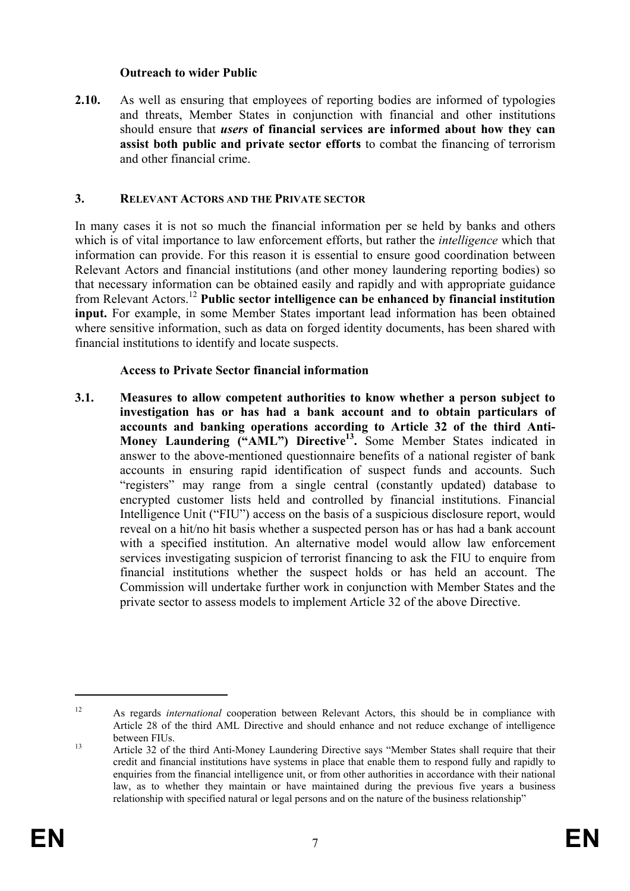**Outreach to wider Public**

**2.10.** As well as ensuring that employees of reporting bodies are informed of typologies and threats, Member States in conjunction with financial and other institutions should ensure that ***users* of financial services are informed about how they can assist both public and private sector efforts** to combat the financing of terrorism and other financial crime.

## 3. RELEVANT ACTORS AND THE PRIVATE SECTOR

In many cases it is not so much the financial information per se held by banks and others which is of vital importance to law enforcement efforts, but rather the *intelligence* which that information can provide. For this reason it is essential to ensure good coordination between Relevant Actors and financial institutions (and other money laundering reporting bodies) so that necessary information can be obtained easily and rapidly and with appropriate guidance from Relevant Actors.[12] **Public sector intelligence can be enhanced by financial institution input.** For example, in some Member States important lead information has been obtained where sensitive information, such as data on forged identity documents, has been shared with financial institutions to identify and locate suspects.

**Access to Private Sector financial information**

**3.1. Measures to allow competent authorities to know whether a person subject to investigation has or has had a bank account and to obtain particulars of accounts and banking operations according to Article 32 of the third Anti-Money Laundering ("AML") Directive[13].** Some Member States indicated in answer to the above-mentioned questionnaire benefits of a national register of bank accounts in ensuring rapid identification of suspect funds and accounts. Such "registers" may range from a single central (constantly updated) database to encrypted customer lists held and controlled by financial institutions. Financial Intelligence Unit ("FIU") access on the basis of a suspicious disclosure report, would reveal on a hit/no hit basis whether a suspected person has or has had a bank account with a specified institution. An alternative model would allow law enforcement services investigating suspicion of terrorist financing to ask the FIU to enquire from financial institutions whether the suspect holds or has held an account. The Commission will undertake further work in conjunction with Member States and the private sector to assess models to implement Article 32 of the above Directive.

---

[12] As regards *international* cooperation between Relevant Actors, this should be in compliance with Article 28 of the third AML Directive and should enhance and not reduce exchange of intelligence between FIUs.

[13] Article 32 of the third Anti-Money Laundering Directive says "Member States shall require that their credit and financial institutions have systems in place that enable them to respond fully and rapidly to enquiries from the financial intelligence unit, or from other authorities in accordance with their national law, as to whether they maintain or have maintained during the previous five years a business relationship with specified natural or legal persons and on the nature of the business relationship"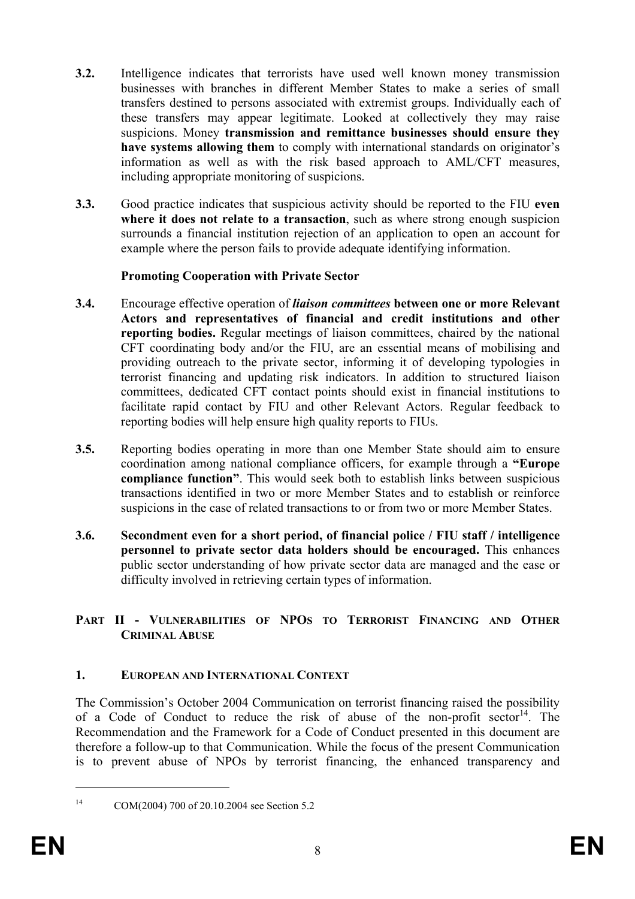**3.2.** Intelligence indicates that terrorists have used well known money transmission businesses with branches in different Member States to make a series of small transfers destined to persons associated with extremist groups. Individually each of these transfers may appear legitimate. Looked at collectively they may raise suspicions. Money **transmission and remittance businesses should ensure they have systems allowing them** to comply with international standards on originator's information as well as with the risk based approach to AML/CFT measures, including appropriate monitoring of suspicions.

**3.3.** Good practice indicates that suspicious activity should be reported to the FIU **even where it does not relate to a transaction**, such as where strong enough suspicion surrounds a financial institution rejection of an application to open an account for example where the person fails to provide adequate identifying information.

**Promoting Cooperation with Private Sector**

**3.4.** Encourage effective operation of ***liaison committees*** **between one or more Relevant Actors and representatives of financial and credit institutions and other reporting bodies.** Regular meetings of liaison committees, chaired by the national CFT coordinating body and/or the FIU, are an essential means of mobilising and providing outreach to the private sector, informing it of developing typologies in terrorist financing and updating risk indicators. In addition to structured liaison committees, dedicated CFT contact points should exist in financial institutions to facilitate rapid contact by FIU and other Relevant Actors. Regular feedback to reporting bodies will help ensure high quality reports to FIUs.

**3.5.** Reporting bodies operating in more than one Member State should aim to ensure coordination among national compliance officers, for example through a **"Europe compliance function"**. This would seek both to establish links between suspicious transactions identified in two or more Member States and to establish or reinforce suspicions in the case of related transactions to or from two or more Member States.

**3.6.** **Secondment even for a short period, of financial police / FIU staff / intelligence personnel to private sector data holders should be encouraged.** This enhances public sector understanding of how private sector data are managed and the ease or difficulty involved in retrieving certain types of information.

## PART II - VULNERABILITIES OF NPOS TO TERRORIST FINANCING AND OTHER CRIMINAL ABUSE

### 1. EUROPEAN AND INTERNATIONAL CONTEXT

The Commission's October 2004 Communication on terrorist financing raised the possibility of a Code of Conduct to reduce the risk of abuse of the non-profit sector[14]. The Recommendation and the Framework for a Code of Conduct presented in this document are therefore a follow-up to that Communication. While the focus of the present Communication is to prevent abuse of NPOs by terrorist financing, the enhanced transparency and

[14] COM(2004) 700 of 20.10.2004 see Section 5.2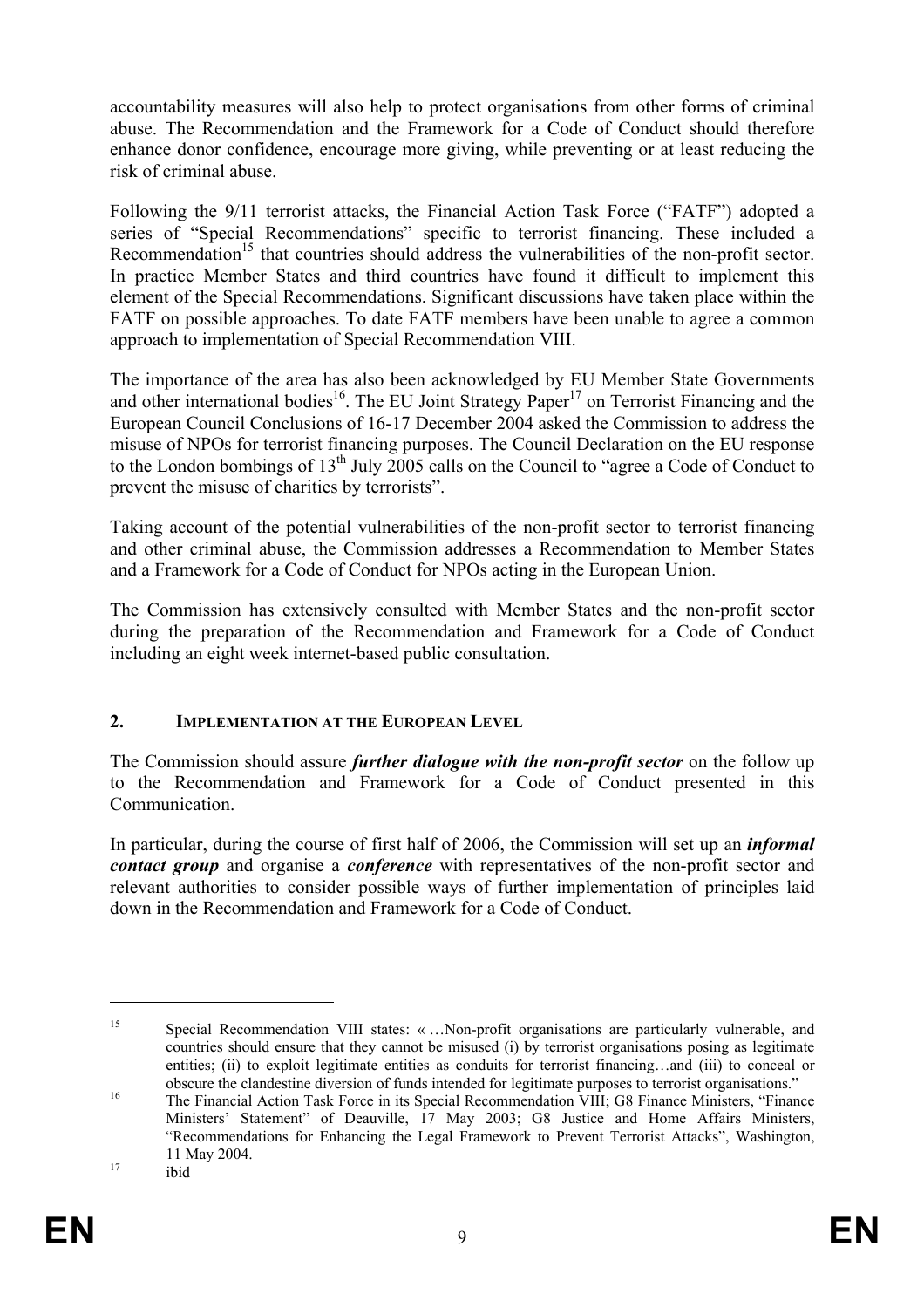accountability measures will also help to protect organisations from other forms of criminal abuse. The Recommendation and the Framework for a Code of Conduct should therefore enhance donor confidence, encourage more giving, while preventing or at least reducing the risk of criminal abuse.

Following the 9/11 terrorist attacks, the Financial Action Task Force ("FATF") adopted a series of "Special Recommendations" specific to terrorist financing. These included a Recommendation[15] that countries should address the vulnerabilities of the non-profit sector. In practice Member States and third countries have found it difficult to implement this element of the Special Recommendations. Significant discussions have taken place within the FATF on possible approaches. To date FATF members have been unable to agree a common approach to implementation of Special Recommendation VIII.

The importance of the area has also been acknowledged by EU Member State Governments and other international bodies[16]. The EU Joint Strategy Paper[17] on Terrorist Financing and the European Council Conclusions of 16-17 December 2004 asked the Commission to address the misuse of NPOs for terrorist financing purposes. The Council Declaration on the EU response to the London bombings of 13th July 2005 calls on the Council to "agree a Code of Conduct to prevent the misuse of charities by terrorists".

Taking account of the potential vulnerabilities of the non-profit sector to terrorist financing and other criminal abuse, the Commission addresses a Recommendation to Member States and a Framework for a Code of Conduct for NPOs acting in the European Union.

The Commission has extensively consulted with Member States and the non-profit sector during the preparation of the Recommendation and Framework for a Code of Conduct including an eight week internet-based public consultation.

## 2. IMPLEMENTATION AT THE EUROPEAN LEVEL

The Commission should assure ***further dialogue with the non-profit sector*** on the follow up to the Recommendation and Framework for a Code of Conduct presented in this Communication.

In particular, during the course of first half of 2006, the Commission will set up an ***informal contact group*** and organise a ***conference*** with representatives of the non-profit sector and relevant authorities to consider possible ways of further implementation of principles laid down in the Recommendation and Framework for a Code of Conduct.

---

[15] Special Recommendation VIII states: « …Non-profit organisations are particularly vulnerable, and countries should ensure that they cannot be misused (i) by terrorist organisations posing as legitimate entities; (ii) to exploit legitimate entities as conduits for terrorist financing…and (iii) to conceal or obscure the clandestine diversion of funds intended for legitimate purposes to terrorist organisations."

[16] The Financial Action Task Force in its Special Recommendation VIII; G8 Finance Ministers, "Finance Ministers' Statement" of Deauville, 17 May 2003; G8 Justice and Home Affairs Ministers, "Recommendations for Enhancing the Legal Framework to Prevent Terrorist Attacks", Washington, 11 May 2004.

[17] ibid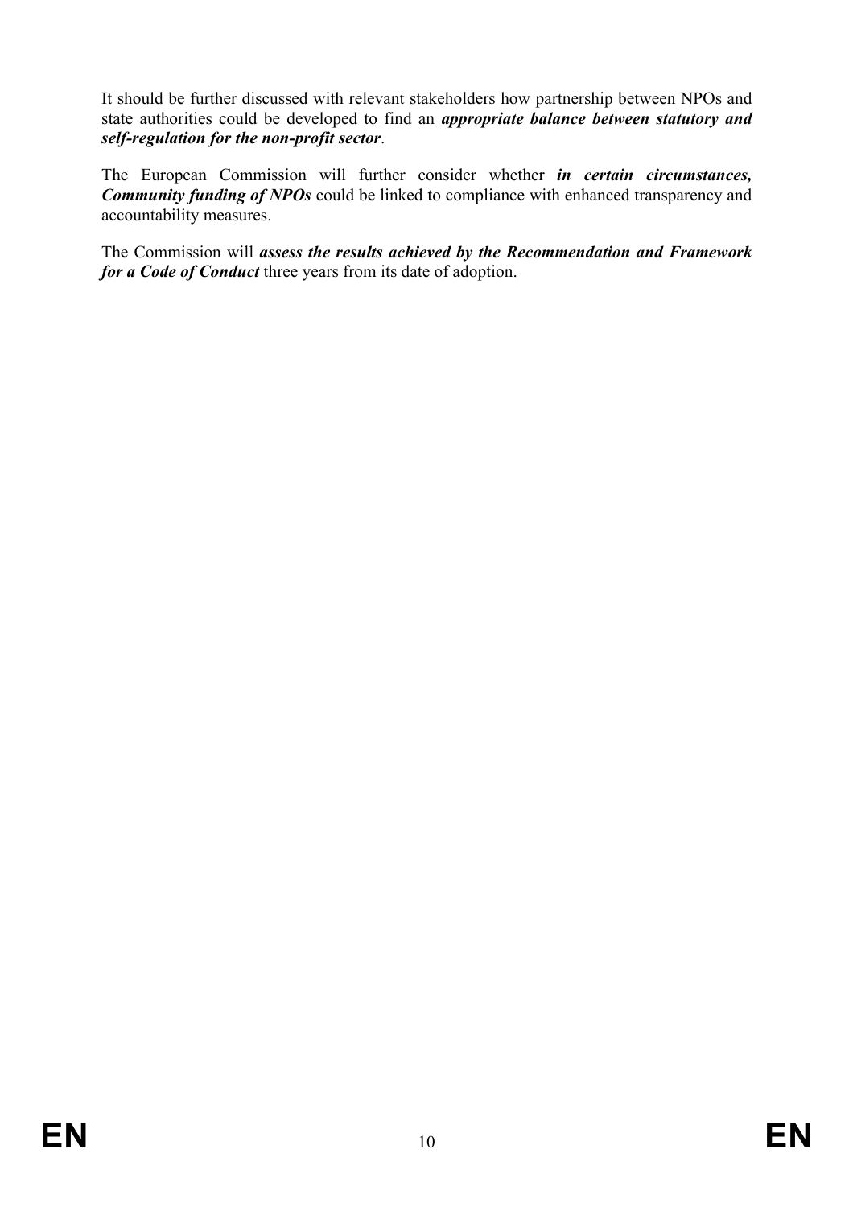It should be further discussed with relevant stakeholders how partnership between NPOs and state authorities could be developed to find an ***appropriate balance between statutory and self-regulation for the non-profit sector***.

The European Commission will further consider whether ***in certain circumstances, Community funding of NPOs*** could be linked to compliance with enhanced transparency and accountability measures.

The Commission will ***assess the results achieved by the Recommendation and Framework for a Code of Conduct*** three years from its date of adoption.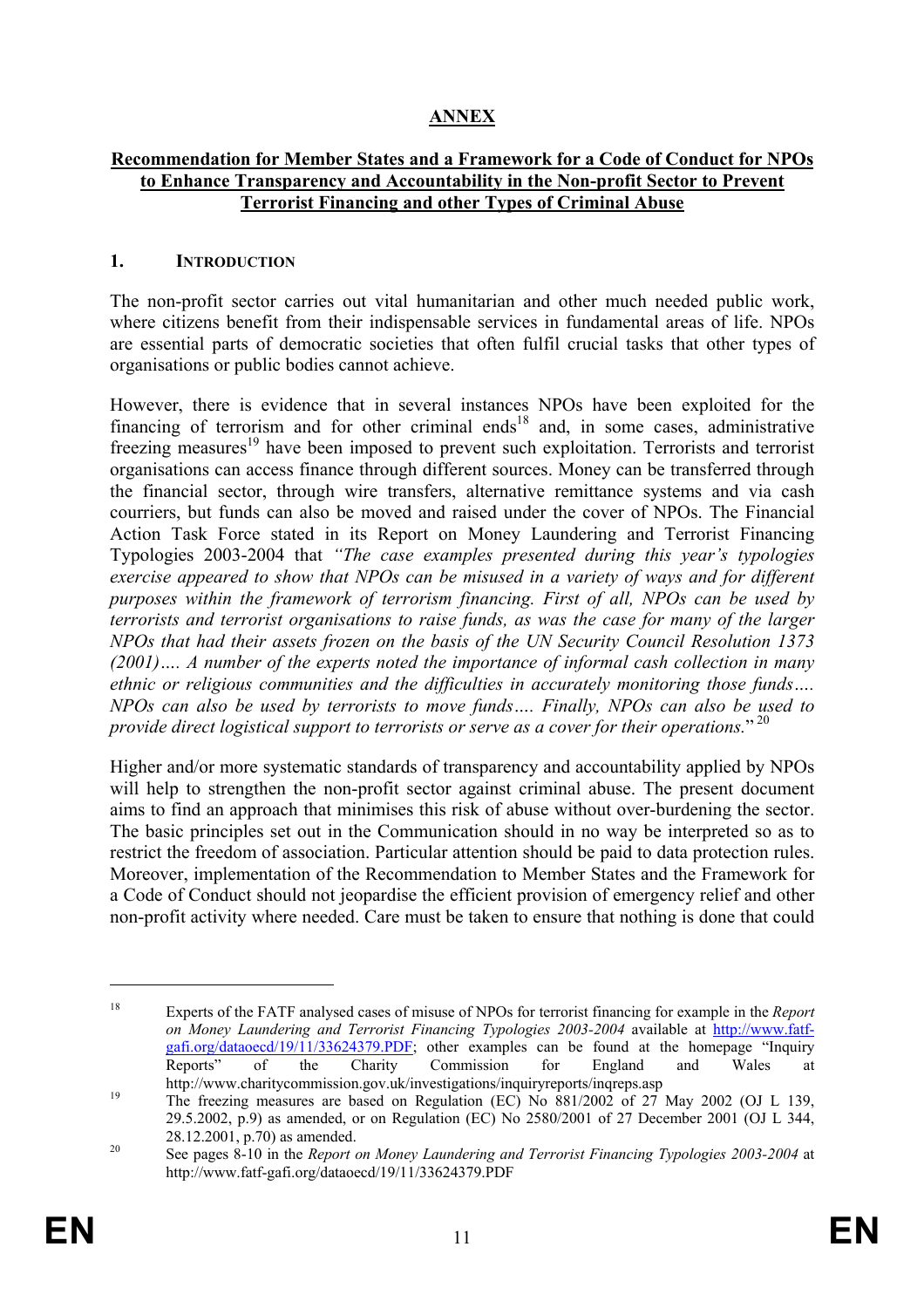# ANNEX

## Recommendation for Member States and a Framework for a Code of Conduct for NPOs to Enhance Transparency and Accountability in the Non-profit Sector to Prevent Terrorist Financing and other Types of Criminal Abuse

### 1. INTRODUCTION

The non-profit sector carries out vital humanitarian and other much needed public work, where citizens benefit from their indispensable services in fundamental areas of life. NPOs are essential parts of democratic societies that often fulfil crucial tasks that other types of organisations or public bodies cannot achieve.

However, there is evidence that in several instances NPOs have been exploited for the financing of terrorism and for other criminal ends[18] and, in some cases, administrative freezing measures[19] have been imposed to prevent such exploitation. Terrorists and terrorist organisations can access finance through different sources. Money can be transferred through the financial sector, through wire transfers, alternative remittance systems and via cash couriers, but funds can also be moved and raised under the cover of NPOs. The Financial Action Task Force stated in its Report on Money Laundering and Terrorist Financing Typologies 2003-2004 that *"The case examples presented during this year's typologies exercise appeared to show that NPOs can be misused in a variety of ways and for different purposes within the framework of terrorism financing. First of all, NPOs can be used by terrorists and terrorist organisations to raise funds, as was the case for many of the larger NPOs that had their assets frozen on the basis of the UN Security Council Resolution 1373 (2001)…. A number of the experts noted the importance of informal cash collection in many ethnic or religious communities and the difficulties in accurately monitoring those funds…. NPOs can also be used by terrorists to move funds…. Finally, NPOs can also be used to provide direct logistical support to terrorists or serve as a cover for their operations.*"[20]

Higher and/or more systematic standards of transparency and accountability applied by NPOs will help to strengthen the non-profit sector against criminal abuse. The present document aims to find an approach that minimises this risk of abuse without over-burdening the sector. The basic principles set out in the Communication should in no way be interpreted so as to restrict the freedom of association. Particular attention should be paid to data protection rules. Moreover, implementation of the Recommendation to Member States and the Framework for a Code of Conduct should not jeopardise the efficient provision of emergency relief and other non-profit activity where needed. Care must be taken to ensure that nothing is done that could

---

[18] Experts of the FATF analysed cases of misuse of NPOs for terrorist financing for example in the *Report on Money Laundering and Terrorist Financing Typologies 2003-2004* available at http://www.fatf-gafi.org/dataoecd/19/11/33624379.PDF; other examples can be found at the homepage "Inquiry Reports" of the Charity Commission for England and Wales at http://www.charitycommission.gov.uk/investigations/inquiryreports/inqreps.asp

[19] The freezing measures are based on Regulation (EC) No 881/2002 of 27 May 2002 (OJ L 139, 29.5.2002, p.9) as amended, or on Regulation (EC) No 2580/2001 of 27 December 2001 (OJ L 344, 28.12.2001, p.70) as amended.

[20] See pages 8-10 in the *Report on Money Laundering and Terrorist Financing Typologies 2003-2004* at http://www.fatf-gafi.org/dataoecd/19/11/33624379.PDF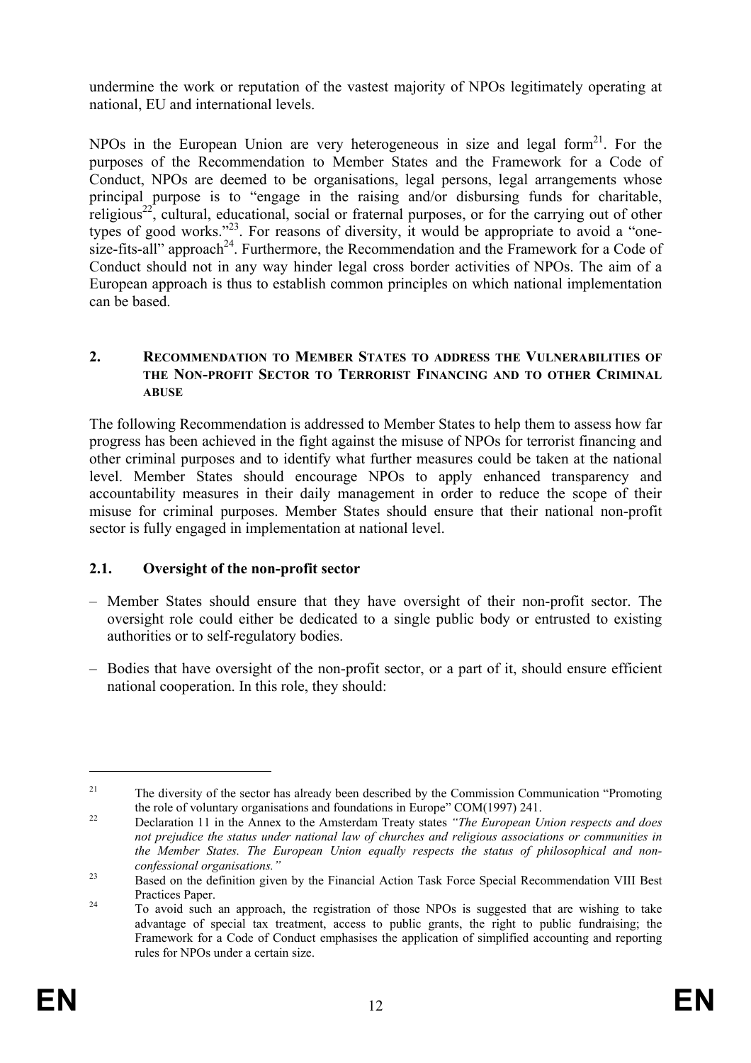undermine the work or reputation of the vastest majority of NPOs legitimately operating at national, EU and international levels.

NPOs in the European Union are very heterogeneous in size and legal form[21]. For the purposes of the Recommendation to Member States and the Framework for a Code of Conduct, NPOs are deemed to be organisations, legal persons, legal arrangements whose principal purpose is to "engage in the raising and/or disbursing funds for charitable, religious[22], cultural, educational, social or fraternal purposes, or for the carrying out of other types of good works."[23]. For reasons of diversity, it would be appropriate to avoid a "one-size-fits-all" approach[24]. Furthermore, the Recommendation and the Framework for a Code of Conduct should not in any way hinder legal cross border activities of NPOs. The aim of a European approach is thus to establish common principles on which national implementation can be based.

## 2. RECOMMENDATION TO MEMBER STATES TO ADDRESS THE VULNERABILITIES OF THE NON-PROFIT SECTOR TO TERRORIST FINANCING AND TO OTHER CRIMINAL ABUSE

The following Recommendation is addressed to Member States to help them to assess how far progress has been achieved in the fight against the misuse of NPOs for terrorist financing and other criminal purposes and to identify what further measures could be taken at the national level. Member States should encourage NPOs to apply enhanced transparency and accountability measures in their daily management in order to reduce the scope of their misuse for criminal purposes. Member States should ensure that their national non-profit sector is fully engaged in implementation at national level.

### 2.1. Oversight of the non-profit sector

- Member States should ensure that they have oversight of their non-profit sector. The oversight role could either be dedicated to a single public body or entrusted to existing authorities or to self-regulatory bodies.
- Bodies that have oversight of the non-profit sector, or a part of it, should ensure efficient national cooperation. In this role, they should:

---

[21] The diversity of the sector has already been described by the Commission Communication "Promoting the role of voluntary organisations and foundations in Europe" COM(1997) 241.

[22] Declaration 11 in the Annex to the Amsterdam Treaty states *"The European Union respects and does not prejudice the status under national law of churches and religious associations or communities in the Member States. The European Union equally respects the status of philosophical and non-confessional organisations."*

[23] Based on the definition given by the Financial Action Task Force Special Recommendation VIII Best Practices Paper.

[24] To avoid such an approach, the registration of those NPOs is suggested that are wishing to take advantage of special tax treatment, access to public grants, the right to public fundraising; the Framework for a Code of Conduct emphasises the application of simplified accounting and reporting rules for NPOs under a certain size.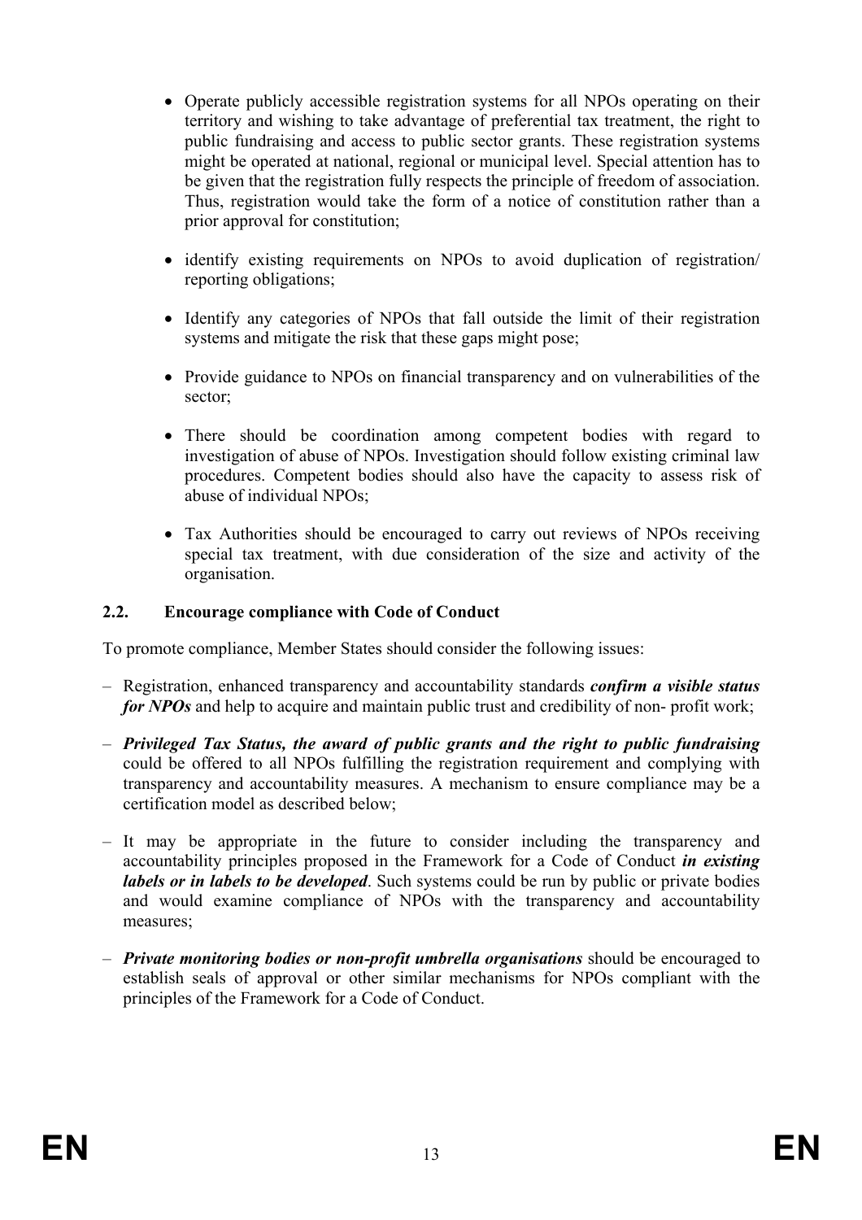- Operate publicly accessible registration systems for all NPOs operating on their territory and wishing to take advantage of preferential tax treatment, the right to public fundraising and access to public sector grants. These registration systems might be operated at national, regional or municipal level. Special attention has to be given that the registration fully respects the principle of freedom of association. Thus, registration would take the form of a notice of constitution rather than a prior approval for constitution;

- identify existing requirements on NPOs to avoid duplication of registration/ reporting obligations;

- Identify any categories of NPOs that fall outside the limit of their registration systems and mitigate the risk that these gaps might pose;

- Provide guidance to NPOs on financial transparency and on vulnerabilities of the sector;

- There should be coordination among competent bodies with regard to investigation of abuse of NPOs. Investigation should follow existing criminal law procedures. Competent bodies should also have the capacity to assess risk of abuse of individual NPOs;

- Tax Authorities should be encouraged to carry out reviews of NPOs receiving special tax treatment, with due consideration of the size and activity of the organisation.

### 2.2. Encourage compliance with Code of Conduct

To promote compliance, Member States should consider the following issues:

– Registration, enhanced transparency and accountability standards ***confirm a visible status for NPOs*** and help to acquire and maintain public trust and credibility of non- profit work;

– ***Privileged Tax Status, the award of public grants and the right to public fundraising*** could be offered to all NPOs fulfilling the registration requirement and complying with transparency and accountability measures. A mechanism to ensure compliance may be a certification model as described below;

– It may be appropriate in the future to consider including the transparency and accountability principles proposed in the Framework for a Code of Conduct ***in existing labels or in labels to be developed***. Such systems could be run by public or private bodies and would examine compliance of NPOs with the transparency and accountability measures;

– ***Private monitoring bodies or non-profit umbrella organisations*** should be encouraged to establish seals of approval or other similar mechanisms for NPOs compliant with the principles of the Framework for a Code of Conduct.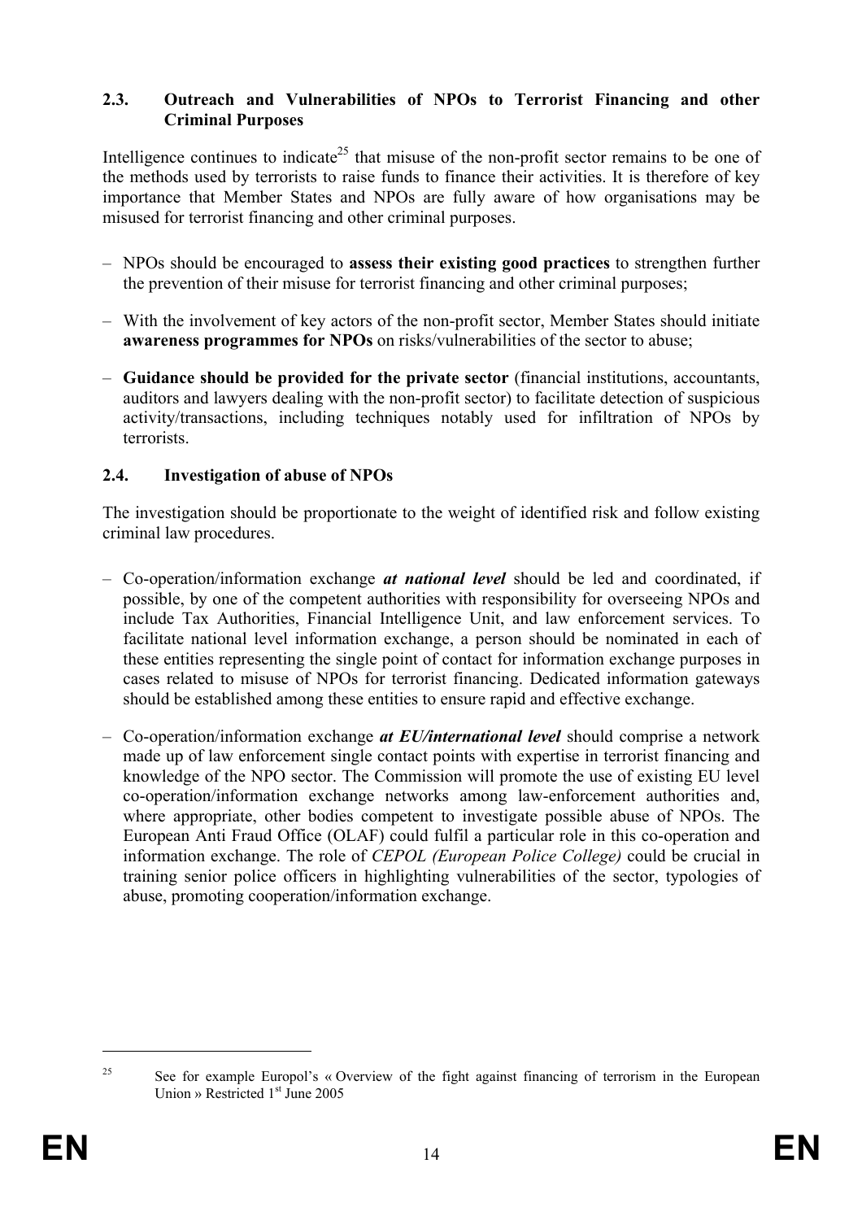### 2.3. Outreach and Vulnerabilities of NPOs to Terrorist Financing and other Criminal Purposes

Intelligence continues to indicate[25] that misuse of the non-profit sector remains to be one of the methods used by terrorists to raise funds to finance their activities. It is therefore of key importance that Member States and NPOs are fully aware of how organisations may be misused for terrorist financing and other criminal purposes.

- NPOs should be encouraged to **assess their existing good practices** to strengthen further the prevention of their misuse for terrorist financing and other criminal purposes;
- With the involvement of key actors of the non-profit sector, Member States should initiate **awareness programmes for NPOs** on risks/vulnerabilities of the sector to abuse;
- **Guidance should be provided for the private sector** (financial institutions, accountants, auditors and lawyers dealing with the non-profit sector) to facilitate detection of suspicious activity/transactions, including techniques notably used for infiltration of NPOs by terrorists.

### 2.4. Investigation of abuse of NPOs

The investigation should be proportionate to the weight of identified risk and follow existing criminal law procedures.

- Co-operation/information exchange ***at national level*** should be led and coordinated, if possible, by one of the competent authorities with responsibility for overseeing NPOs and include Tax Authorities, Financial Intelligence Unit, and law enforcement services. To facilitate national level information exchange, a person should be nominated in each of these entities representing the single point of contact for information exchange purposes in cases related to misuse of NPOs for terrorist financing. Dedicated information gateways should be established among these entities to ensure rapid and effective exchange.
- Co-operation/information exchange ***at EU/international level*** should comprise a network made up of law enforcement single contact points with expertise in terrorist financing and knowledge of the NPO sector. The Commission will promote the use of existing EU level co-operation/information exchange networks among law-enforcement authorities and, where appropriate, other bodies competent to investigate possible abuse of NPOs. The European Anti Fraud Office (OLAF) could fulfil a particular role in this co-operation and information exchange. The role of *CEPOL (European Police College)* could be crucial in training senior police officers in highlighting vulnerabilities of the sector, typologies of abuse, promoting cooperation/information exchange.

---

[25] See for example Europol's « Overview of the fight against financing of terrorism in the European Union » Restricted 1st June 2005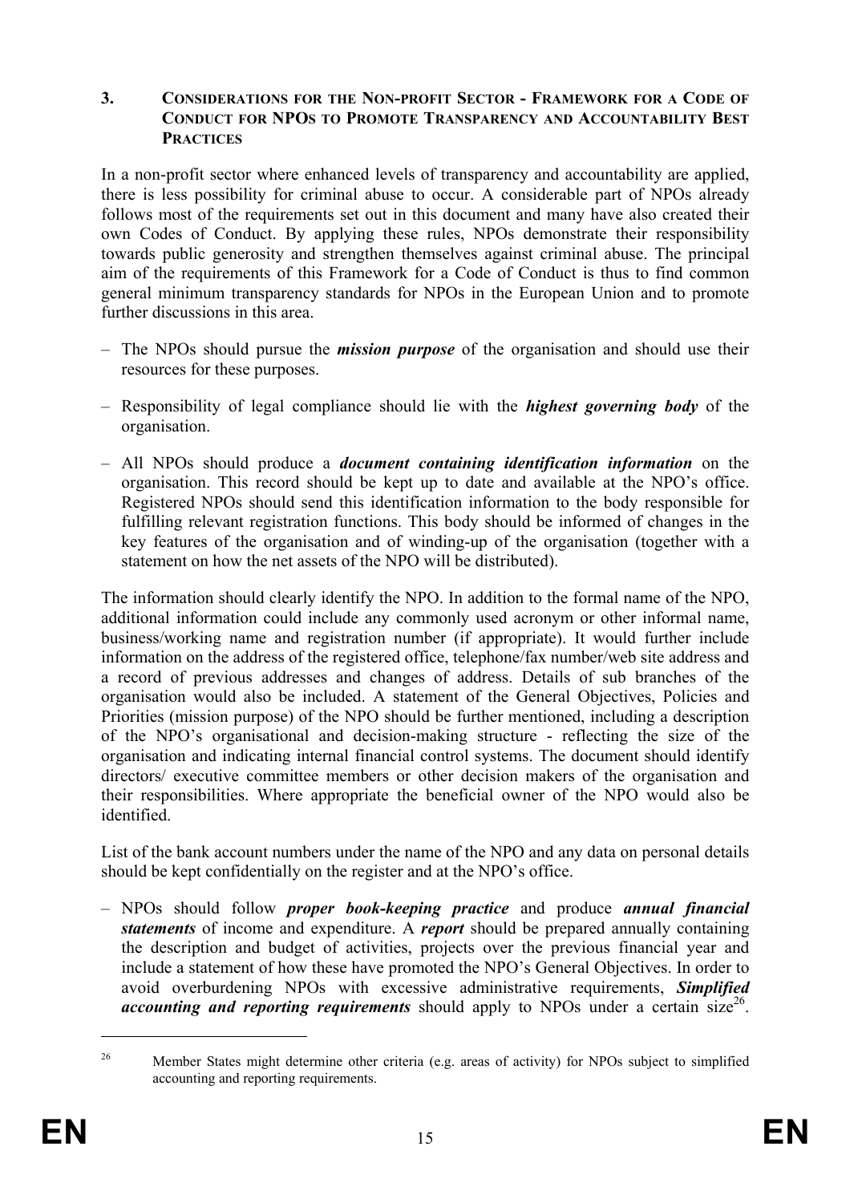## 3. CONSIDERATIONS FOR THE NON-PROFIT SECTOR - FRAMEWORK FOR A CODE OF CONDUCT FOR NPOS TO PROMOTE TRANSPARENCY AND ACCOUNTABILITY BEST PRACTICES

In a non-profit sector where enhanced levels of transparency and accountability are applied, there is less possibility for criminal abuse to occur. A considerable part of NPOs already follows most of the requirements set out in this document and many have also created their own Codes of Conduct. By applying these rules, NPOs demonstrate their responsibility towards public generosity and strengthen themselves against criminal abuse. The principal aim of the requirements of this Framework for a Code of Conduct is thus to find common general minimum transparency standards for NPOs in the European Union and to promote further discussions in this area.

- The NPOs should pursue the ***mission purpose*** of the organisation and should use their resources for these purposes.
- Responsibility of legal compliance should lie with the ***highest governing body*** of the organisation.
- All NPOs should produce a ***document containing identification information*** on the organisation. This record should be kept up to date and available at the NPO's office. Registered NPOs should send this identification information to the body responsible for fulfilling relevant registration functions. This body should be informed of changes in the key features of the organisation and of winding-up of the organisation (together with a statement on how the net assets of the NPO will be distributed).

The information should clearly identify the NPO. In addition to the formal name of the NPO, additional information could include any commonly used acronym or other informal name, business/working name and registration number (if appropriate). It would further include information on the address of the registered office, telephone/fax number/web site address and a record of previous addresses and changes of address. Details of sub branches of the organisation would also be included. A statement of the General Objectives, Policies and Priorities (mission purpose) of the NPO should be further mentioned, including a description of the NPO's organisational and decision-making structure - reflecting the size of the organisation and indicating internal financial control systems. The document should identify directors/ executive committee members or other decision makers of the organisation and their responsibilities. Where appropriate the beneficial owner of the NPO would also be identified.

List of the bank account numbers under the name of the NPO and any data on personal details should be kept confidentially on the register and at the NPO's office.

- NPOs should follow ***proper book-keeping practice*** and produce ***annual financial statements*** of income and expenditure. A ***report*** should be prepared annually containing the description and budget of activities, projects over the previous financial year and include a statement of how these have promoted the NPO's General Objectives. In order to avoid overburdening NPOs with excessive administrative requirements, ***Simplified accounting and reporting requirements*** should apply to NPOs under a certain size[26].

[26] Member States might determine other criteria (e.g. areas of activity) for NPOs subject to simplified accounting and reporting requirements.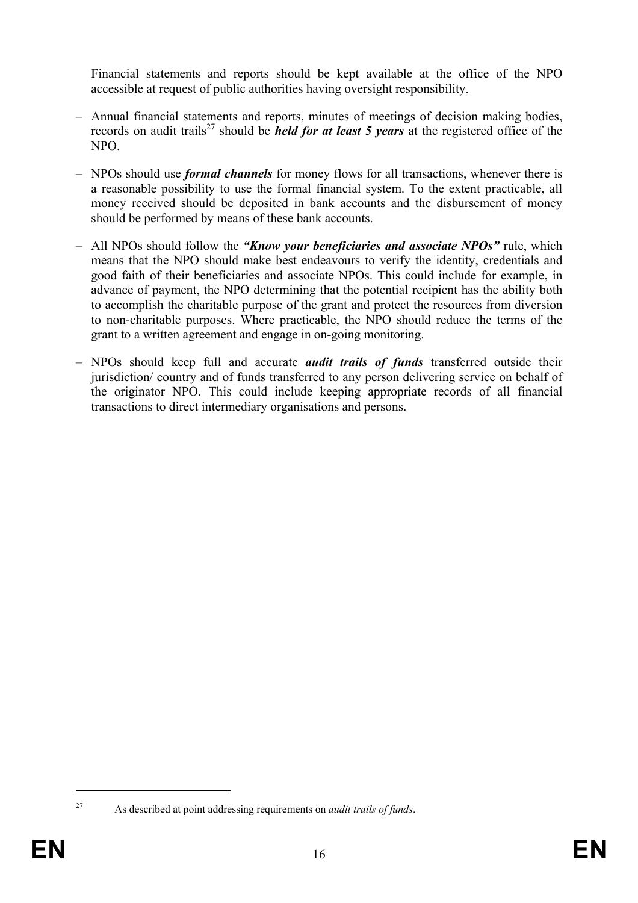Financial statements and reports should be kept available at the office of the NPO accessible at request of public authorities having oversight responsibility.

- Annual financial statements and reports, minutes of meetings of decision making bodies, records on audit trails[27] should be ***held for at least 5 years*** at the registered office of the NPO.
- NPOs should use ***formal channels*** for money flows for all transactions, whenever there is a reasonable possibility to use the formal financial system. To the extent practicable, all money received should be deposited in bank accounts and the disbursement of money should be performed by means of these bank accounts.
- All NPOs should follow the ***"Know your beneficiaries and associate NPOs"*** rule, which means that the NPO should make best endeavours to verify the identity, credentials and good faith of their beneficiaries and associate NPOs. This could include for example, in advance of payment, the NPO determining that the potential recipient has the ability both to accomplish the charitable purpose of the grant and protect the resources from diversion to non-charitable purposes. Where practicable, the NPO should reduce the terms of the grant to a written agreement and engage in on-going monitoring.
- NPOs should keep full and accurate ***audit trails of funds*** transferred outside their jurisdiction/ country and of funds transferred to any person delivering service on behalf of the originator NPO. This could include keeping appropriate records of all financial transactions to direct intermediary organisations and persons.

---

[27] As described at point addressing requirements on *audit trails of funds*.